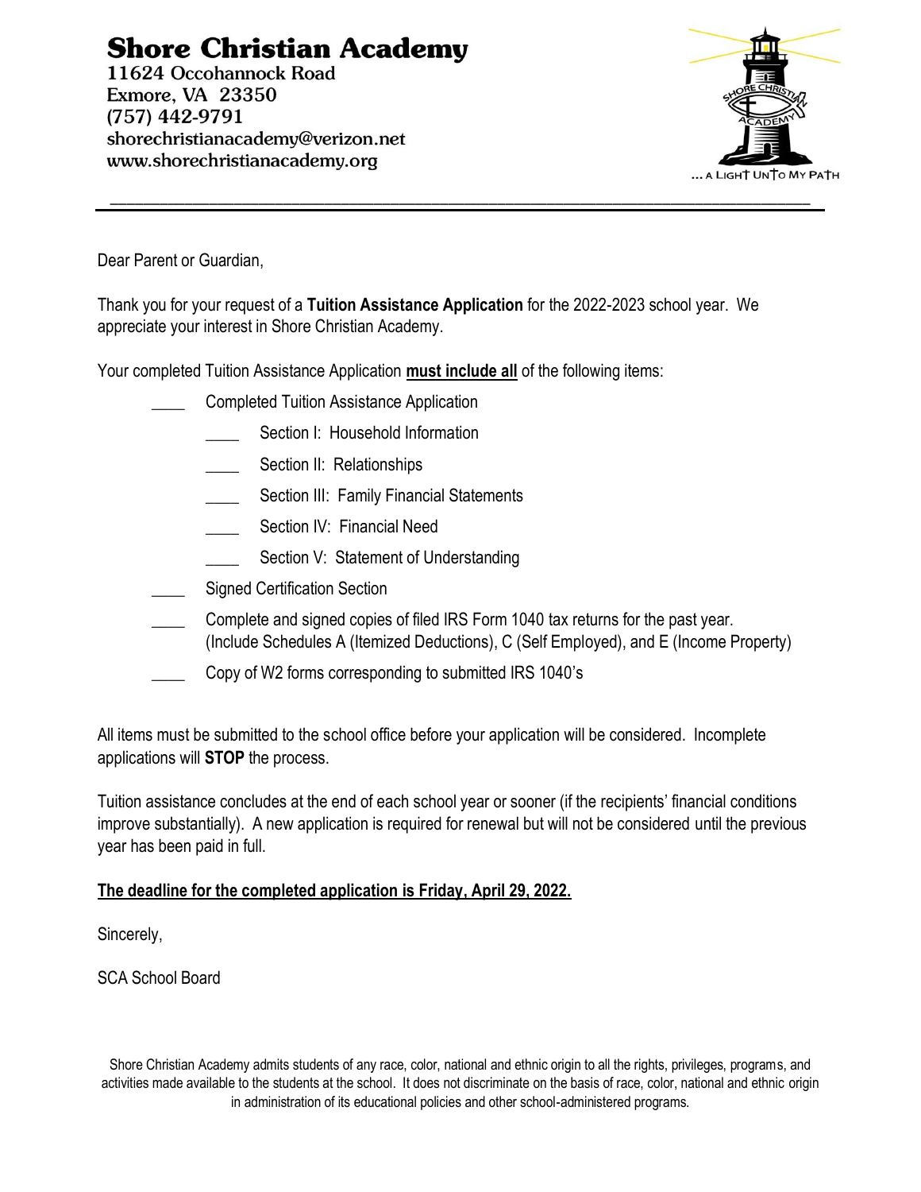# Shore Christian Academy

11624 Occohannock Road
Exmore, VA 23350
(757) 442-9791
shorechristianacademy@verizon.net
www.shorechristianacademy.org

... A LIGHT UNTO MY PATH

---

Dear Parent or Guardian,

Thank you for your request of a **Tuition Assistance Application** for the 2022-2023 school year. We appreciate your interest in Shore Christian Academy.

Your completed Tuition Assistance Application **must include all** of the following items:

- ____ Completed Tuition Assistance Application
  - ____ Section I: Household Information
  - ____ Section II: Relationships
  - ____ Section III: Family Financial Statements
  - ____ Section IV: Financial Need
  - ____ Section V: Statement of Understanding
- ____ Signed Certification Section
- ____ Complete and signed copies of filed IRS Form 1040 tax returns for the past year. (Include Schedules A (Itemized Deductions), C (Self Employed), and E (Income Property)
- ____ Copy of W2 forms corresponding to submitted IRS 1040's

All items must be submitted to the school office before your application will be considered. Incomplete applications will **STOP** the process.

Tuition assistance concludes at the end of each school year or sooner (if the recipients' financial conditions improve substantially). A new application is required for renewal but will not be considered until the previous year has been paid in full.

**The deadline for the completed application is Friday, April 29, 2022.**

Sincerely,

SCA School Board

Shore Christian Academy admits students of any race, color, national and ethnic origin to all the rights, privileges, programs, and activities made available to the students at the school. It does not discriminate on the basis of race, color, national and ethnic origin in administration of its educational policies and other school-administered programs.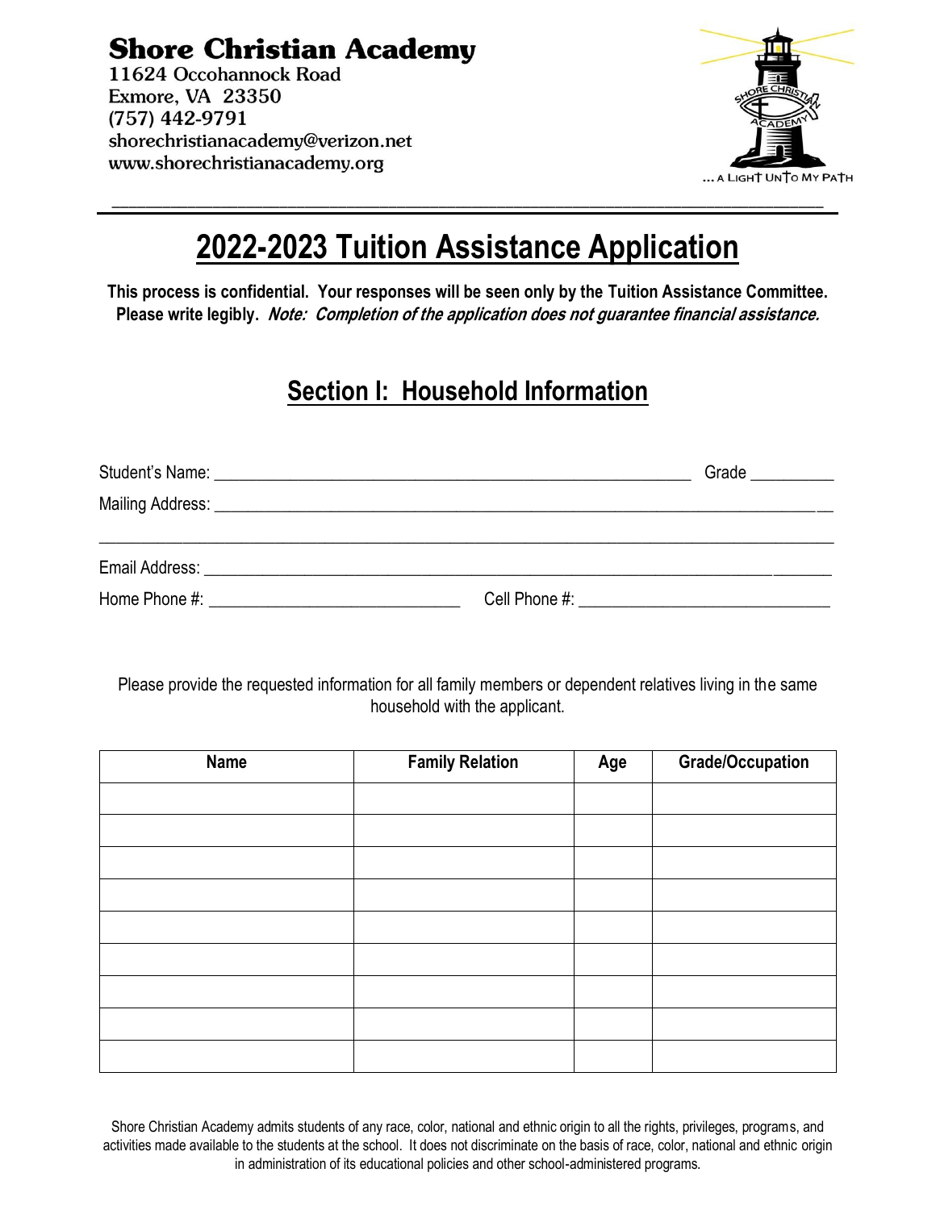**Shore Christian Academy**
11624 Occohannock Road
Exmore, VA 23350
(757) 442-9791
shorechristianacademy@verizon.net
www.shorechristianacademy.org

... A LIGHT UNTO MY PATH

# 2022-2023 Tuition Assistance Application

**This process is confidential. Your responses will be seen only by the Tuition Assistance Committee. Please write legibly.** ***Note: Completion of the application does not guarantee financial assistance.***

## Section I: Household Information

Student's Name: ________________________________________________ Grade _________

Mailing Address: ____________________________________________________________

______________________________________________________________________________

Email Address: ______________________________________________________________

Home Phone #: ___________________________ Cell Phone #: ___________________________

Please provide the requested information for all family members or dependent relatives living in the same household with the applicant.

| Name | Family Relation | Age | Grade/Occupation |
|---|---|---|---|
| | | | |
| | | | |
| | | | |
| | | | |
| | | | |
| | | | |
| | | | |
| | | | |
| | | | |

Shore Christian Academy admits students of any race, color, national and ethnic origin to all the rights, privileges, programs, and activities made available to the students at the school. It does not discriminate on the basis of race, color, national and ethnic origin in administration of its educational policies and other school-administered programs.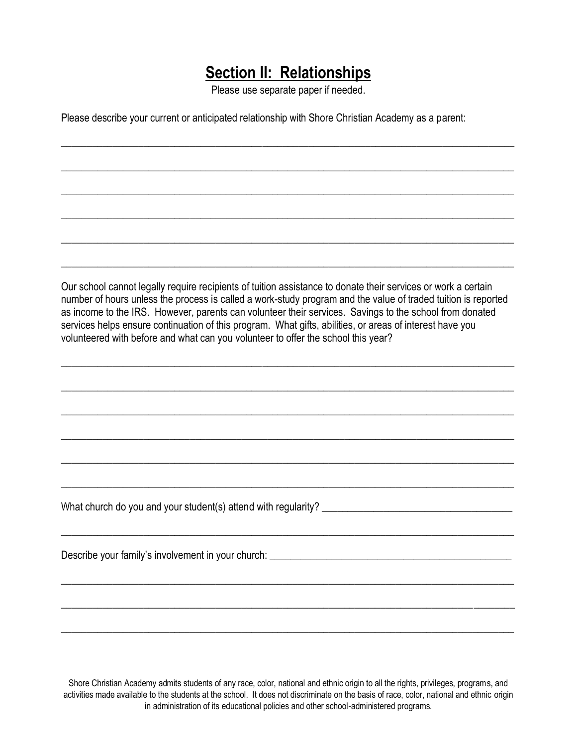## Section II: Relationships

Please use separate paper if needed.

Please describe your current or anticipated relationship with Shore Christian Academy as a parent:

______________________________________________________________________________

______________________________________________________________________________

______________________________________________________________________________

______________________________________________________________________________

______________________________________________________________________________

______________________________________________________________________________

Our school cannot legally require recipients of tuition assistance to donate their services or work a certain number of hours unless the process is called a work-study program and the value of traded tuition is reported as income to the IRS. However, parents can volunteer their services. Savings to the school from donated services helps ensure continuation of this program. What gifts, abilities, or areas of interest have you volunteered with before and what can you volunteer to offer the school this year?

______________________________________________________________________________

______________________________________________________________________________

______________________________________________________________________________

______________________________________________________________________________

______________________________________________________________________________

______________________________________________________________________________

What church do you and your student(s) attend with regularity? ____________________________________

______________________________________________________________________________

Describe your family's involvement in your church: ______________________________________________

______________________________________________________________________________

______________________________________________________________________________

______________________________________________________________________________

Shore Christian Academy admits students of any race, color, national and ethnic origin to all the rights, privileges, programs, and activities made available to the students at the school. It does not discriminate on the basis of race, color, national and ethnic origin in administration of its educational policies and other school-administered programs.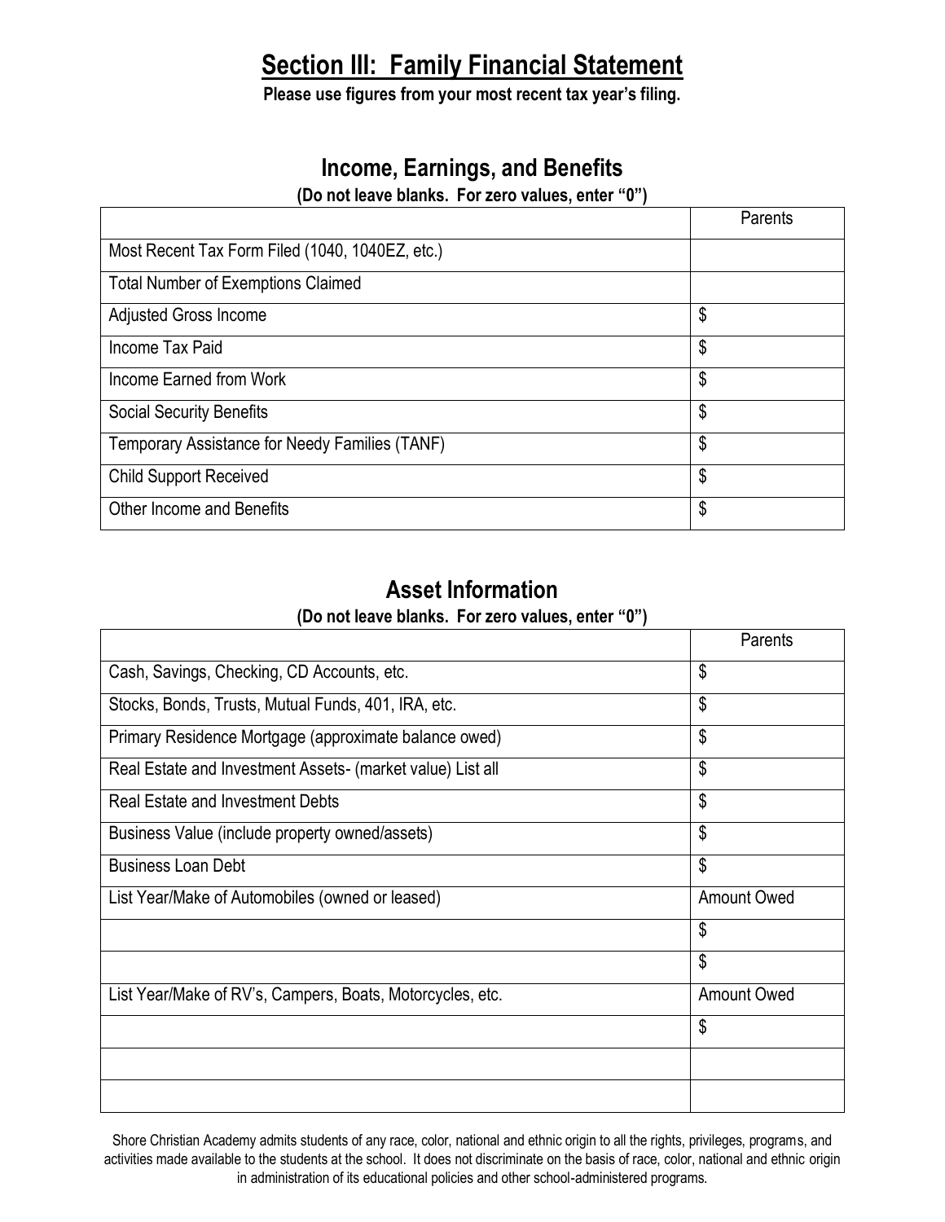# Section III: Family Financial Statement

**Please use figures from your most recent tax year's filing.**

## Income, Earnings, and Benefits

**(Do not leave blanks. For zero values, enter "0")**

| | Parents |
|---|---|
| Most Recent Tax Form Filed (1040, 1040EZ, etc.) | |
| Total Number of Exemptions Claimed | |
| Adjusted Gross Income | $ |
| Income Tax Paid | $ |
| Income Earned from Work | $ |
| Social Security Benefits | $ |
| Temporary Assistance for Needy Families (TANF) | $ |
| Child Support Received | $ |
| Other Income and Benefits | $ |

## Asset Information

**(Do not leave blanks. For zero values, enter "0")**

| | Parents |
|---|---|
| Cash, Savings, Checking, CD Accounts, etc. | $ |
| Stocks, Bonds, Trusts, Mutual Funds, 401, IRA, etc. | $ |
| Primary Residence Mortgage (approximate balance owed) | $ |
| Real Estate and Investment Assets- (market value) List all | $ |
| Real Estate and Investment Debts | $ |
| Business Value (include property owned/assets) | $ |
| Business Loan Debt | $ |
| List Year/Make of Automobiles (owned or leased) | Amount Owed |
| | $ |
| | $ |
| List Year/Make of RV's, Campers, Boats, Motorcycles, etc. | Amount Owed |
| | $ |
| | |
| | |

Shore Christian Academy admits students of any race, color, national and ethnic origin to all the rights, privileges, programs, and activities made available to the students at the school. It does not discriminate on the basis of race, color, national and ethnic origin in administration of its educational policies and other school-administered programs.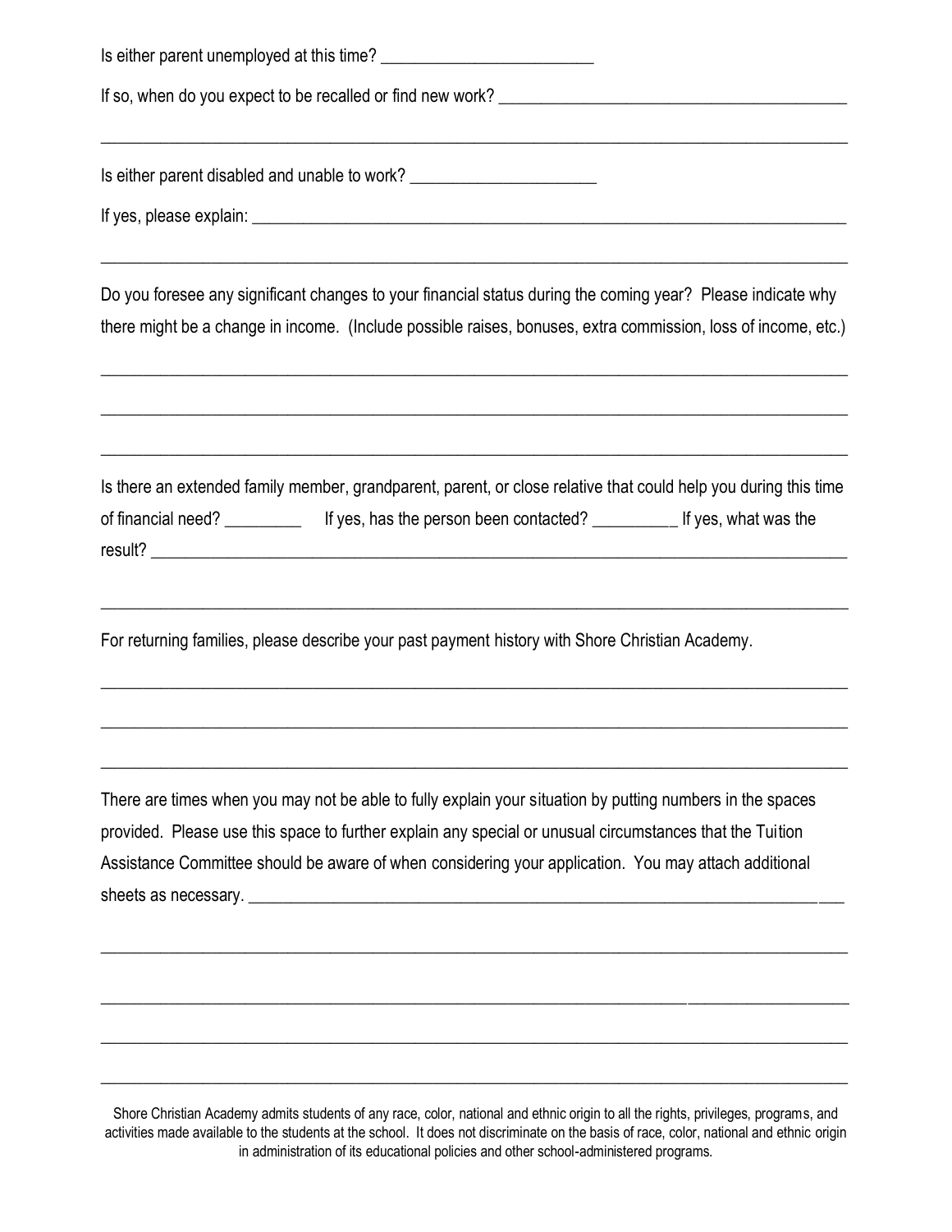Is either parent unemployed at this time? ________________________

If so, when do you expect to be recalled or find new work? ________________________________________

_____________________________________________________________________________________

Is either parent disabled and unable to work? _____________________

If yes, please explain: ______________________________________________________________________

_____________________________________________________________________________________

Do you foresee any significant changes to your financial status during the coming year? Please indicate why there might be a change in income. (Include possible raises, bonuses, extra commission, loss of income, etc.)

_____________________________________________________________________________________

_____________________________________________________________________________________

_____________________________________________________________________________________

Is there an extended family member, grandparent, parent, or close relative that could help you during this time of financial need? _________ If yes, has the person been contacted? __________ If yes, what was the result? _____________________________________________________________________________

_____________________________________________________________________________________

For returning families, please describe your past payment history with Shore Christian Academy.

_____________________________________________________________________________________

_____________________________________________________________________________________

_____________________________________________________________________________________

There are times when you may not be able to fully explain your situation by putting numbers in the spaces provided. Please use this space to further explain any special or unusual circumstances that the Tuition Assistance Committee should be aware of when considering your application. You may attach additional sheets as necessary. ___________________________________________________________________

_____________________________________________________________________________________

_____________________________________________________________________________________

_____________________________________________________________________________________

_____________________________________________________________________________________

Shore Christian Academy admits students of any race, color, national and ethnic origin to all the rights, privileges, programs, and activities made available to the students at the school. It does not discriminate on the basis of race, color, national and ethnic origin in administration of its educational policies and other school-administered programs.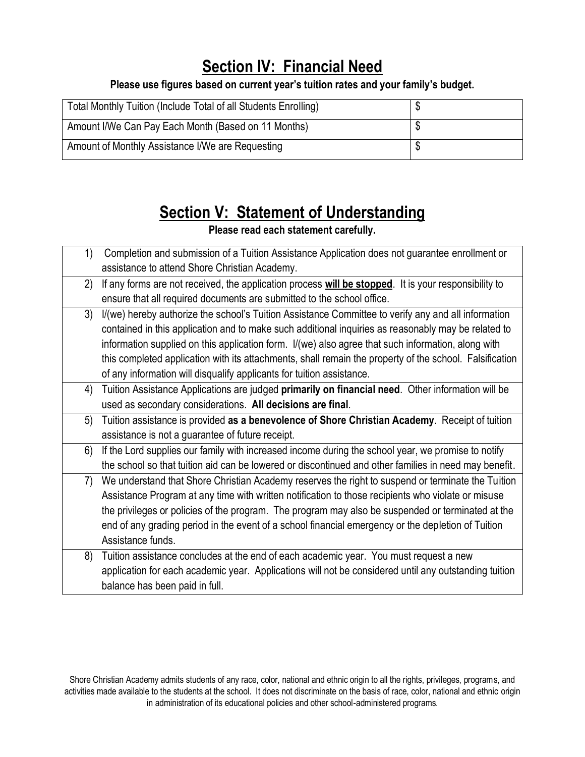## **Section IV: Financial Need**

**Please use figures based on current year's tuition rates and your family's budget.**

| | |
|---|---|
| Total Monthly Tuition (Include Total of all Students Enrolling) | $ |
| Amount I/We Can Pay Each Month (Based on 11 Months) | $ |
| Amount of Monthly Assistance I/We are Requesting | $ |

## **Section V: Statement of Understanding**

**Please read each statement carefully.**

| | |
|---|---|
| 1) | Completion and submission of a Tuition Assistance Application does not guarantee enrollment or assistance to attend Shore Christian Academy. |
| 2) | If any forms are not received, the application process **will be stopped**. It is your responsibility to ensure that all required documents are submitted to the school office. |
| 3) | I/(we) hereby authorize the school's Tuition Assistance Committee to verify any and all information contained in this application and to make such additional inquiries as reasonably may be related to information supplied on this application form. I/(we) also agree that such information, along with this completed application with its attachments, shall remain the property of the school. Falsification of any information will disqualify applicants for tuition assistance. |
| 4) | Tuition Assistance Applications are judged **primarily on financial need**. Other information will be used as secondary considerations. **All decisions are final**. |
| 5) | Tuition assistance is provided **as a benevolence of Shore Christian Academy**. Receipt of tuition assistance is not a guarantee of future receipt. |
| 6) | If the Lord supplies our family with increased income during the school year, we promise to notify the school so that tuition aid can be lowered or discontinued and other families in need may benefit. |
| 7) | We understand that Shore Christian Academy reserves the right to suspend or terminate the Tuition Assistance Program at any time with written notification to those recipients who violate or misuse the privileges or policies of the program. The program may also be suspended or terminated at the end of any grading period in the event of a school financial emergency or the depletion of Tuition Assistance funds. |
| 8) | Tuition assistance concludes at the end of each academic year. You must request a new application for each academic year. Applications will not be considered until any outstanding tuition balance has been paid in full. |

Shore Christian Academy admits students of any race, color, national and ethnic origin to all the rights, privileges, programs, and activities made available to the students at the school. It does not discriminate on the basis of race, color, national and ethnic origin in administration of its educational policies and other school-administered programs.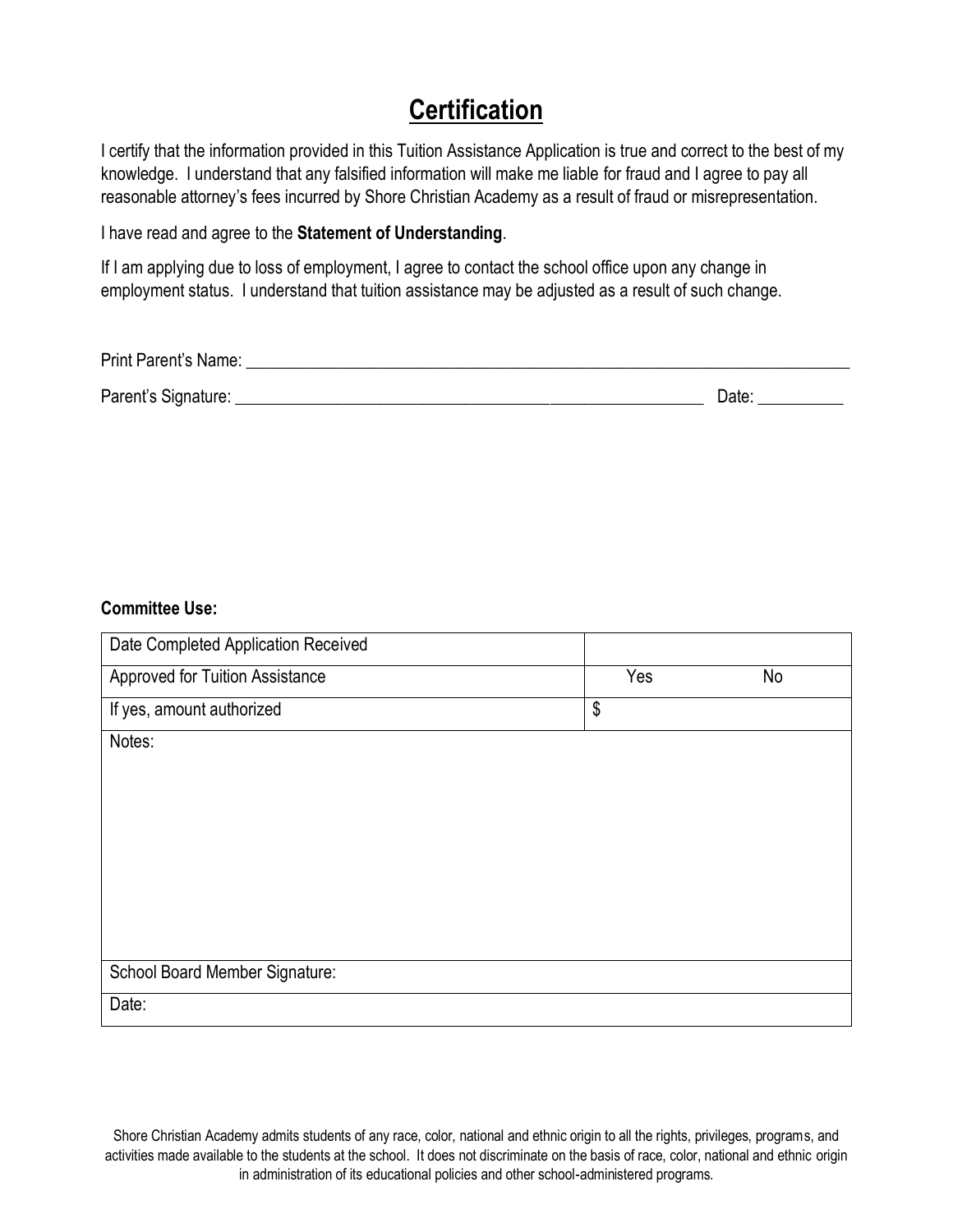# Certification

I certify that the information provided in this Tuition Assistance Application is true and correct to the best of my knowledge. I understand that any falsified information will make me liable for fraud and I agree to pay all reasonable attorney's fees incurred by Shore Christian Academy as a result of fraud or misrepresentation.

I have read and agree to the **Statement of Understanding**.

If I am applying due to loss of employment, I agree to contact the school office upon any change in employment status. I understand that tuition assistance may be adjusted as a result of such change.

Print Parent's Name: ___________________________________________________________________________

Parent's Signature: ___________________________________________________________ Date: __________

**Committee Use:**

| | |
|---|---|
| Date Completed Application Received | |
| Approved for Tuition Assistance | Yes No |
| If yes, amount authorized | $ |
| Notes: | |
| School Board Member Signature: | |
| Date: | |

Shore Christian Academy admits students of any race, color, national and ethnic origin to all the rights, privileges, programs, and activities made available to the students at the school. It does not discriminate on the basis of race, color, national and ethnic origin in administration of its educational policies and other school-administered programs.